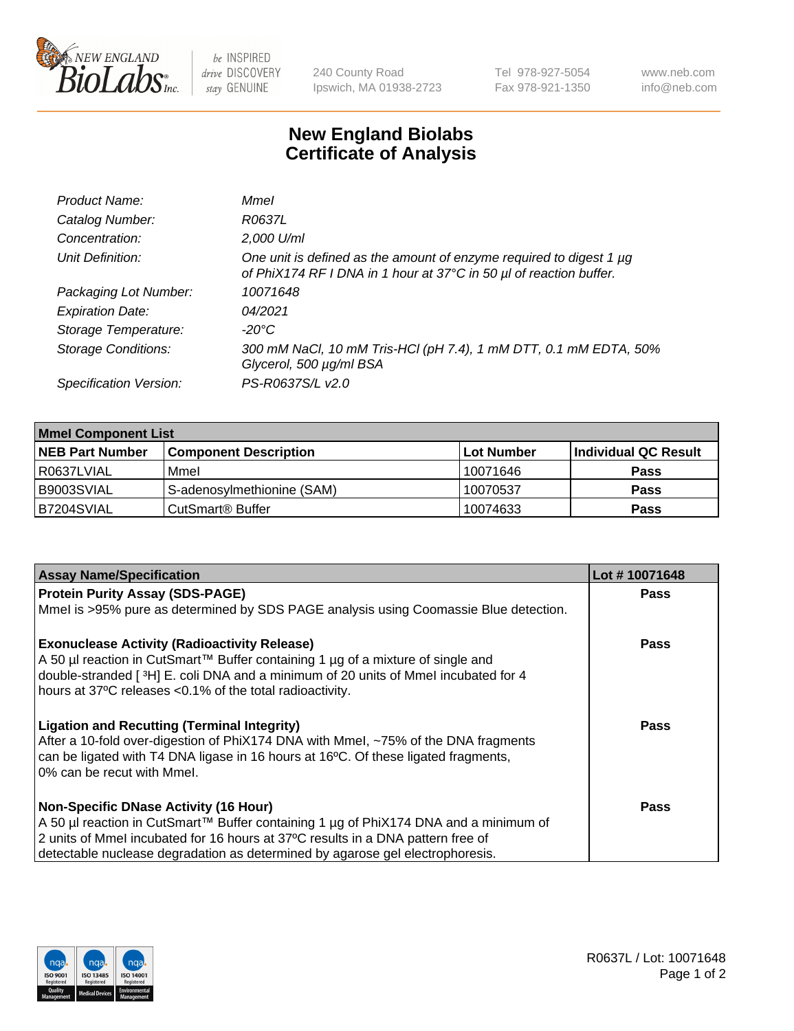# New England Biolabs Certificate of Analysis

| | |
|---|---|
| *Product Name:* | *MmeI* |
| *Catalog Number:* | *R0637L* |
| *Concentration:* | *2,000 U/ml* |
| *Unit Definition:* | *One unit is defined as the amount of enzyme required to digest 1 µg of PhiX174 RF I DNA in 1 hour at 37°C in 50 µl of reaction buffer.* |
| *Packaging Lot Number:* | *10071648* |
| *Expiration Date:* | *04/2021* |
| *Storage Temperature:* | *-20°C* |
| *Storage Conditions:* | *300 mM NaCl, 10 mM Tris-HCl (pH 7.4), 1 mM DTT, 0.1 mM EDTA, 50% Glycerol, 500 µg/ml BSA* |
| *Specification Version:* | *PS-R0637S/L v2.0* |

| MmeI Component List | | | |
|---|---|---|---|
| **NEB Part Number** | **Component Description** | **Lot Number** | **Individual QC Result** |
| R0637LVIAL | MmeI | 10071646 | **Pass** |
| B9003SVIAL | S-adenosylmethionine (SAM) | 10070537 | **Pass** |
| B7204SVIAL | CutSmart® Buffer | 10074633 | **Pass** |

| Assay Name/Specification | Lot # 10071648 |
|---|---|
| **Protein Purity Assay (SDS-PAGE)**<br>MmeI is >95% pure as determined by SDS PAGE analysis using Coomassie Blue detection. | **Pass** |
| **Exonuclease Activity (Radioactivity Release)**<br>A 50 µl reaction in CutSmart™ Buffer containing 1 µg of a mixture of single and double-stranded [ $^3$H] E. coli DNA and a minimum of 20 units of MmeI incubated for 4 hours at 37ºC releases <0.1% of the total radioactivity. | **Pass** |
| **Ligation and Recutting (Terminal Integrity)**<br>After a 10-fold over-digestion of PhiX174 DNA with MmeI, ~75% of the DNA fragments can be ligated with T4 DNA ligase in 16 hours at 16ºC. Of these ligated fragments, 0% can be recut with MmeI. | **Pass** |
| **Non-Specific DNase Activity (16 Hour)**<br>A 50 µl reaction in CutSmart™ Buffer containing 1 µg of PhiX174 DNA and a minimum of 2 units of MmeI incubated for 16 hours at 37ºC results in a DNA pattern free of detectable nuclease degradation as determined by agarose gel electrophoresis. | **Pass** |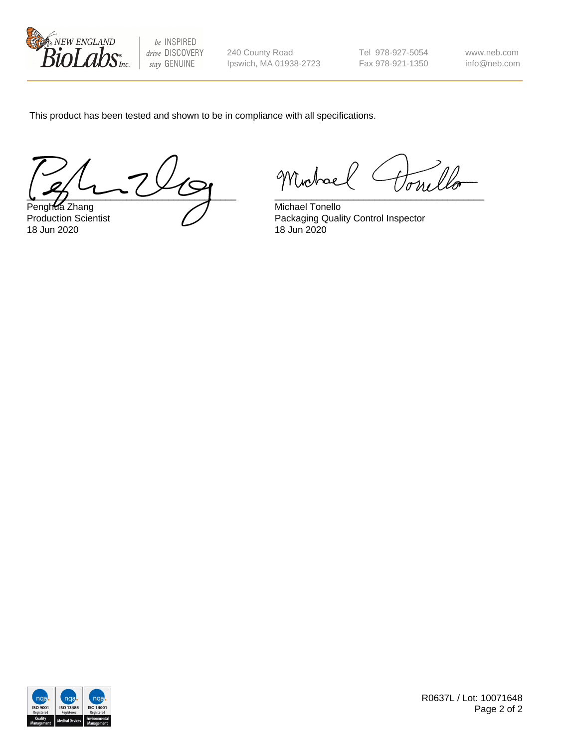New England BioLabs Inc. — be INSPIRED drive DISCOVERY stay GENUINE

240 County Road
Ipswich, MA 01938-2723

Tel 978-927-5054
Fax 978-921-1350

www.neb.com
info@neb.com

This product has been tested and shown to be in compliance with all specifications.

Penghua Zhang
Production Scientist
18 Jun 2020

Michael Tonello
Packaging Quality Control Inspector
18 Jun 2020

nqa ISO 9001 Registered Quality Management | nqa ISO 13485 Registered Medical Devices | nqa ISO 14001 Registered Environmental Management

R0637L / Lot: 10071648